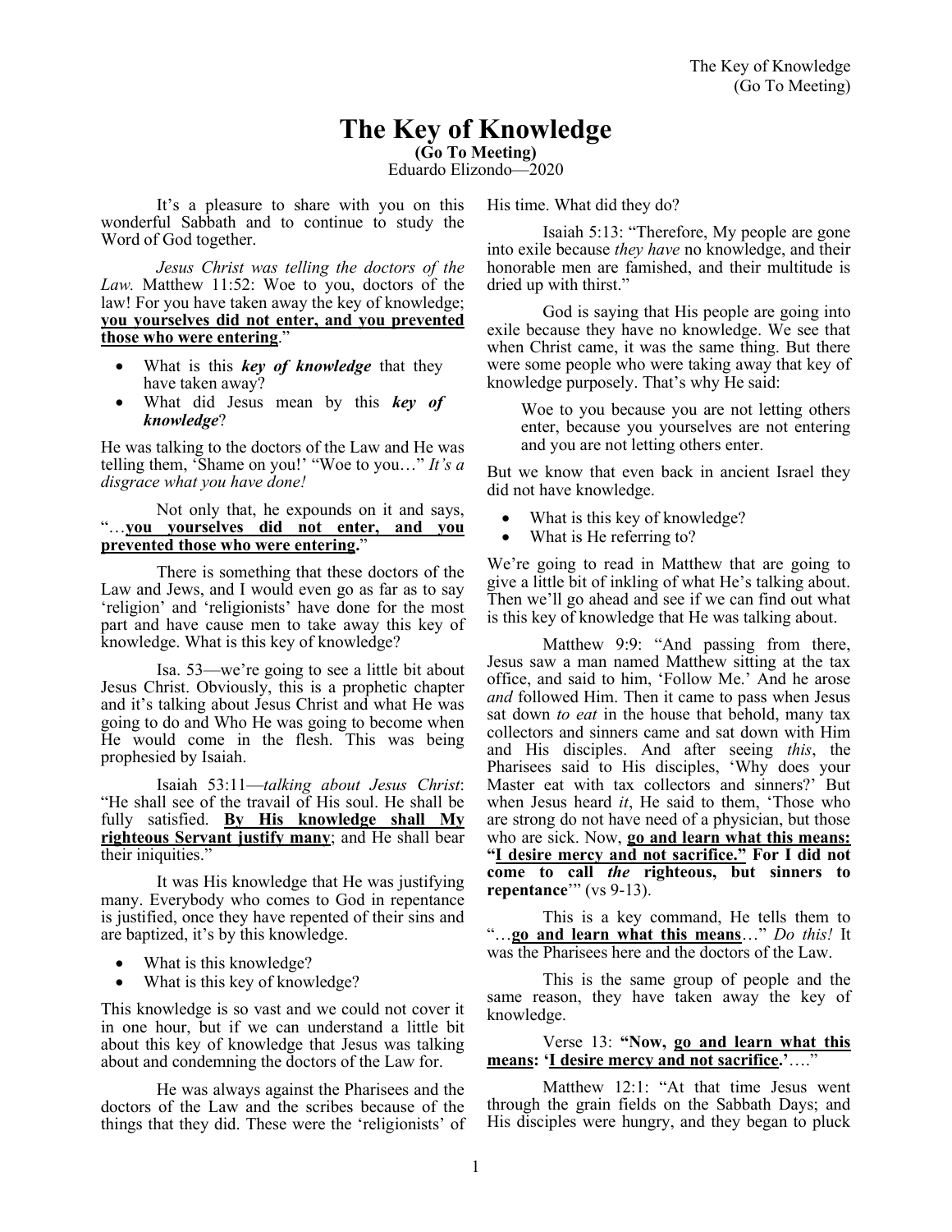# The Key of Knowledge

**(Go To Meeting)**

Eduardo Elizondo—2020

It's a pleasure to share with you on this wonderful Sabbath and to continue to study the Word of God together.

*Jesus Christ was telling the doctors of the Law.* Matthew 11:52: Woe to you, doctors of the law! For you have taken away the key of knowledge; **<u>you yourselves did not enter, and you prevented those who were entering</u>**."

- What is this ***key of knowledge*** that they have taken away?
- What did Jesus mean by this ***key of knowledge***?

He was talking to the doctors of the Law and He was telling them, 'Shame on you!' "Woe to you…" *It's a disgrace what you have done!*

Not only that, he expounds on it and says, "…**<u>you yourselves did not enter, and you prevented those who were entering</u>.**"

There is something that these doctors of the Law and Jews, and I would even go as far as to say 'religion' and 'religionists' have done for the most part and have cause men to take away this key of knowledge. What is this key of knowledge?

Isa. 53—we're going to see a little bit about Jesus Christ. Obviously, this is a prophetic chapter and it's talking about Jesus Christ and what He was going to do and Who He was going to become when He would come in the flesh. This was being prophesied by Isaiah.

Isaiah 53:11—*talking about Jesus Christ*: "He shall see of the travail of His soul. He shall be fully satisfied. **<u>By His knowledge shall My righteous Servant justify many</u>**; and He shall bear their iniquities."

It was His knowledge that He was justifying many. Everybody who comes to God in repentance is justified, once they have repented of their sins and are baptized, it's by this knowledge.

- What is this knowledge?
- What is this key of knowledge?

This knowledge is so vast and we could not cover it in one hour, but if we can understand a little bit about this key of knowledge that Jesus was talking about and condemning the doctors of the Law for.

He was always against the Pharisees and the doctors of the Law and the scribes because of the things that they did. These were the 'religionists' of His time. What did they do?

Isaiah 5:13: "Therefore, My people are gone into exile because *they have* no knowledge, and their honorable men are famished, and their multitude is dried up with thirst."

God is saying that His people are going into exile because they have no knowledge. We see that when Christ came, it was the same thing. But there were some people who were taking away that key of knowledge purposely. That's why He said:

> Woe to you because you are not letting others enter, because you yourselves are not entering and you are not letting others enter.

But we know that even back in ancient Israel they did not have knowledge.

- What is this key of knowledge?
- What is He referring to?

We're going to read in Matthew that are going to give a little bit of inkling of what He's talking about. Then we'll go ahead and see if we can find out what is this key of knowledge that He was talking about.

Matthew 9:9: "And passing from there, Jesus saw a man named Matthew sitting at the tax office, and said to him, 'Follow Me.' And he arose *and* followed Him. Then it came to pass when Jesus sat down *to eat* in the house that behold, many tax collectors and sinners came and sat down with Him and His disciples. And after seeing *this*, the Pharisees said to His disciples, 'Why does your Master eat with tax collectors and sinners?' But when Jesus heard *it*, He said to them, 'Those who are strong do not have need of a physician, but those who are sick. Now, **<u>go and learn what this means:</u> "<u>I desire mercy and not sacrifice.</u>" For I did not come to call *the* righteous, but sinners to repentance**'" (vs 9-13).

This is a key command, He tells them to "…**<u>go and learn what this means</u>**…" *Do this!* It was the Pharisees here and the doctors of the Law.

This is the same group of people and the same reason, they have taken away the key of knowledge.

Verse 13: **"Now, <u>go and learn what this means</u>: '<u>I desire mercy and not sacrifice</u>.'**…."

Matthew 12:1: "At that time Jesus went through the grain fields on the Sabbath Days; and His disciples were hungry, and they began to pluck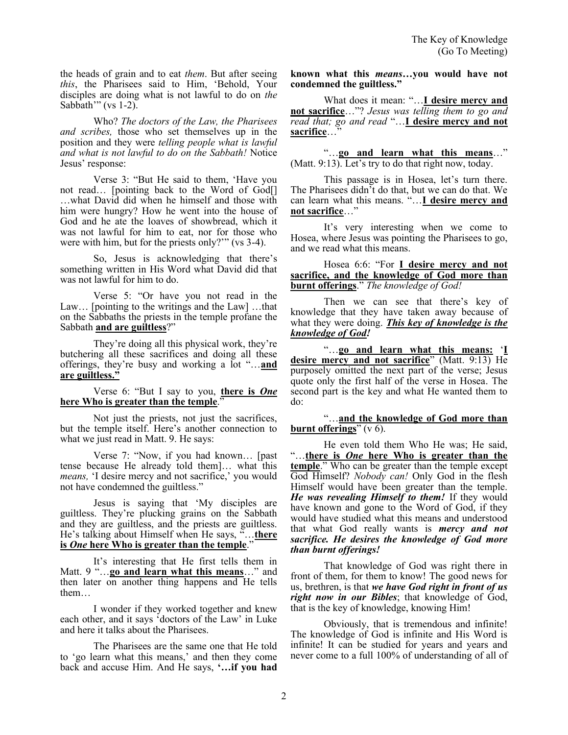the heads of grain and to eat *them*. But after seeing *this*, the Pharisees said to Him, 'Behold, Your disciples are doing what is not lawful to do on *the* Sabbath'" (vs 1-2).

Who? *The doctors of the Law, the Pharisees and scribes,* those who set themselves up in the position and they were *telling people what is lawful and what is not lawful to do on the Sabbath!* Notice Jesus' response:

Verse 3: "But He said to them, 'Have you not read… [pointing back to the Word of God[] …what David did when he himself and those with him were hungry? How he went into the house of God and he ate the loaves of showbread, which it was not lawful for him to eat, nor for those who were with him, but for the priests only?'" (vs 3-4).

So, Jesus is acknowledging that there's something written in His Word what David did that was not lawful for him to do.

Verse 5: "Or have you not read in the Law… [pointing to the writings and the Law] …that on the Sabbaths the priests in the temple profane the Sabbath **and are guiltless**?"

They're doing all this physical work, they're butchering all these sacrifices and doing all these offerings, they're busy and working a lot "…**and are guiltless."**

Verse 6: "But I say to you, **there is *One* here Who is greater than the temple**."

Not just the priests, not just the sacrifices, but the temple itself. Here's another connection to what we just read in Matt. 9. He says:

Verse 7: "Now, if you had known… [past tense because He already told them]… what this *means,* 'I desire mercy and not sacrifice,' you would not have condemned the guiltless."

Jesus is saying that 'My disciples are guiltless. They're plucking grains on the Sabbath and they are guiltless, and the priests are guiltless. He's talking about Himself when He says, "…**there is *One* here Who is greater than the temple**."

It's interesting that He first tells them in Matt. 9 "…**go and learn what this means**…" and then later on another thing happens and He tells them…

I wonder if they worked together and knew each other, and it says 'doctors of the Law' in Luke and here it talks about the Pharisees.

The Pharisees are the same one that He told to 'go learn what this means,' and then they come back and accuse Him. And He says, **'…if you had known what this *means*…you would have not condemned the guiltless."**

What does it mean: "…**I desire mercy and not sacrifice**…"? *Jesus was telling them to go and read that; go and read* "…**I desire mercy and not sacrifice**…"

"…**go and learn what this means**…" (Matt. 9:13). Let's try to do that right now, today.

This passage is in Hosea, let's turn there. The Pharisees didn't do that, but we can do that. We can learn what this means. "…**I desire mercy and not sacrifice**…"

It's very interesting when we come to Hosea, where Jesus was pointing the Pharisees to go, and we read what this means.

Hosea 6:6: "For **I desire mercy and not sacrifice, and the knowledge of God more than burnt offerings**." *The knowledge of God!*

Then we can see that there's key of knowledge that they have taken away because of what they were doing. ***This key of knowledge is the knowledge of God!***

"…**go and learn what this means:** '**I desire mercy and not sacrifice**" (Matt. 9:13) He purposely omitted the next part of the verse; Jesus quote only the first half of the verse in Hosea. The second part is the key and what He wanted them to do:

"…**and the knowledge of God more than burnt offerings**" (v 6).

He even told them Who He was; He said, "…**there is *One* here Who is greater than the temple**." Who can be greater than the temple except God Himself? *Nobody can!* Only God in the flesh Himself would have been greater than the temple. ***He was revealing Himself to them!*** If they would have known and gone to the Word of God, if they would have studied what this means and understood that what God really wants is ***mercy and not sacrifice. He desires the knowledge of God more than burnt offerings!***

That knowledge of God was right there in front of them, for them to know! The good news for us, brethren, is that ***we have God right in front of us right now in our Bibles***; that knowledge of God, that is the key of knowledge, knowing Him!

Obviously, that is tremendous and infinite! The knowledge of God is infinite and His Word is infinite! It can be studied for years and years and never come to a full 100% of understanding of all of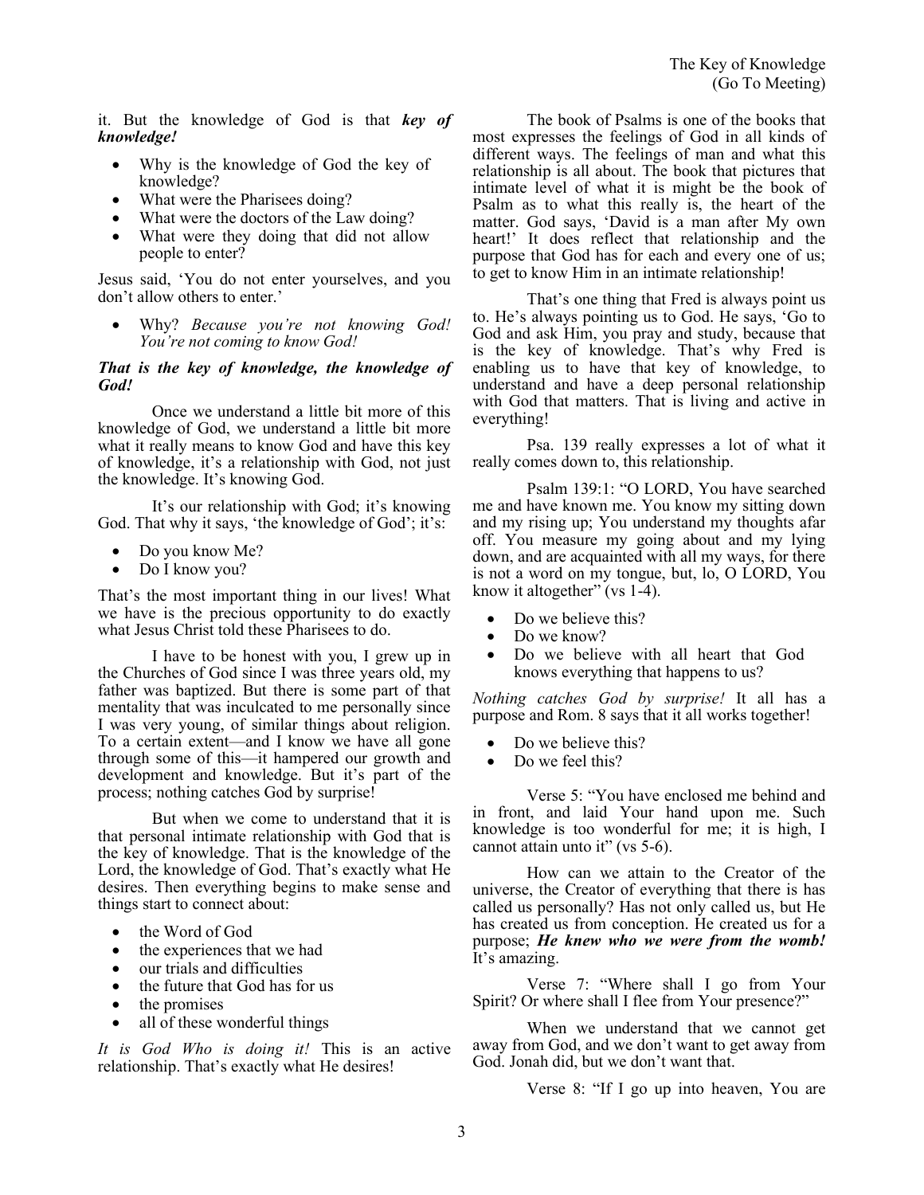it. But the knowledge of God is that ***key of knowledge!***

- Why is the knowledge of God the key of knowledge?
- What were the Pharisees doing?
- What were the doctors of the Law doing?
- What were they doing that did not allow people to enter?

Jesus said, 'You do not enter yourselves, and you don't allow others to enter.'

- Why? *Because you're not knowing God! You're not coming to know God!*

***That is the key of knowledge, the knowledge of God!***

Once we understand a little bit more of this knowledge of God, we understand a little bit more what it really means to know God and have this key of knowledge, it's a relationship with God, not just the knowledge. It's knowing God.

It's our relationship with God; it's knowing God. That why it says, 'the knowledge of God'; it's:

- Do you know Me?
- Do I know you?

That's the most important thing in our lives! What we have is the precious opportunity to do exactly what Jesus Christ told these Pharisees to do.

I have to be honest with you, I grew up in the Churches of God since I was three years old, my father was baptized. But there is some part of that mentality that was inculcated to me personally since I was very young, of similar things about religion. To a certain extent—and I know we have all gone through some of this—it hampered our growth and development and knowledge. But it's part of the process; nothing catches God by surprise!

But when we come to understand that it is that personal intimate relationship with God that is the key of knowledge. That is the knowledge of the Lord, the knowledge of God. That's exactly what He desires. Then everything begins to make sense and things start to connect about:

- the Word of God
- the experiences that we had
- our trials and difficulties
- the future that God has for us
- the promises
- all of these wonderful things

*It is God Who is doing it!* This is an active relationship. That's exactly what He desires!

The book of Psalms is one of the books that most expresses the feelings of God in all kinds of different ways. The feelings of man and what this relationship is all about. The book that pictures that intimate level of what it is might be the book of Psalm as to what this really is, the heart of the matter. God says, 'David is a man after My own heart!' It does reflect that relationship and the purpose that God has for each and every one of us; to get to know Him in an intimate relationship!

That's one thing that Fred is always point us to. He's always pointing us to God. He says, 'Go to God and ask Him, you pray and study, because that is the key of knowledge. That's why Fred is enabling us to have that key of knowledge, to understand and have a deep personal relationship with God that matters. That is living and active in everything!

Psa. 139 really expresses a lot of what it really comes down to, this relationship.

Psalm 139:1: "O LORD, You have searched me and have known me. You know my sitting down and my rising up; You understand my thoughts afar off. You measure my going about and my lying down, and are acquainted with all my ways, for there is not a word on my tongue, but, lo, O LORD, You know it altogether" (vs 1-4).

- Do we believe this?
- Do we know?
- Do we believe with all heart that God knows everything that happens to us?

*Nothing catches God by surprise!* It all has a purpose and Rom. 8 says that it all works together!

- Do we believe this?
- Do we feel this?

Verse 5: "You have enclosed me behind and in front, and laid Your hand upon me. Such knowledge is too wonderful for me; it is high, I cannot attain unto it" (vs 5-6).

How can we attain to the Creator of the universe, the Creator of everything that there is has called us personally? Has not only called us, but He has created us from conception. He created us for a purpose; ***He knew who we were from the womb!*** It's amazing.

Verse 7: "Where shall I go from Your Spirit? Or where shall I flee from Your presence?"

When we understand that we cannot get away from God, and we don't want to get away from God. Jonah did, but we don't want that.

Verse 8: "If I go up into heaven, You are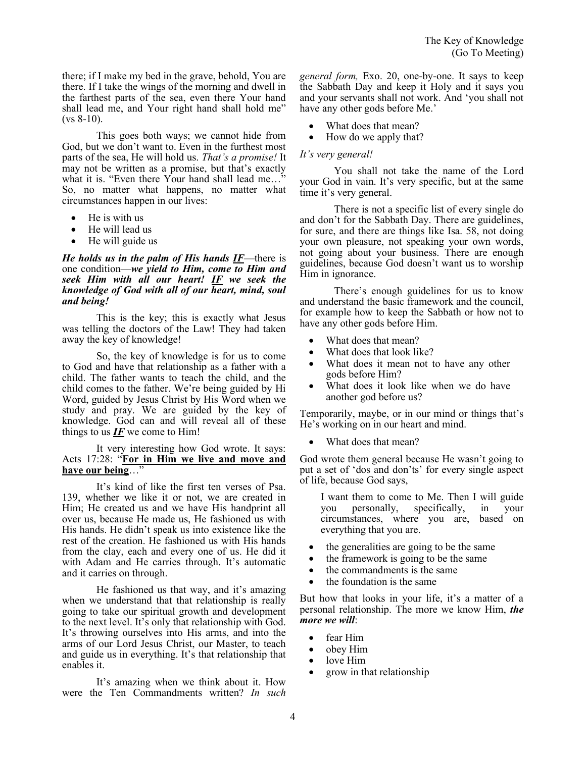there; if I make my bed in the grave, behold, You are there. If I take the wings of the morning and dwell in the farthest parts of the sea, even there Your hand shall lead me, and Your right hand shall hold me" (vs 8-10).

This goes both ways; we cannot hide from God, but we don't want to. Even in the furthest most parts of the sea, He will hold us. *That's a promise!* It may not be written as a promise, but that's exactly what it is. "Even there Your hand shall lead me…" So, no matter what happens, no matter what circumstances happen in our lives:

- He is with us
- He will lead us
- He will guide us

***He holds us in the palm of His hands <u>IF</u>***—there is one condition—***we yield to Him, come to Him and seek Him with all our heart! <u>IF</u> we seek the knowledge of God with all of our heart, mind, soul and being!***

This is the key; this is exactly what Jesus was telling the doctors of the Law! They had taken away the key of knowledge!

So, the key of knowledge is for us to come to God and have that relationship as a father with a child. The father wants to teach the child, and the child comes to the father. We're being guided by Hi Word, guided by Jesus Christ by His Word when we study and pray. We are guided by the key of knowledge. God can and will reveal all of these things to us ***<u>IF</u>*** we come to Him!

It very interesting how God wrote. It says: Acts 17:28: "**<u>For in Him we live and move and have our being</u>**…"

It's kind of like the first ten verses of Psa. 139, whether we like it or not, we are created in Him; He created us and we have His handprint all over us, because He made us, He fashioned us with His hands. He didn't speak us into existence like the rest of the creation. He fashioned us with His hands from the clay, each and every one of us. He did it with Adam and He carries through. It's automatic and it carries on through.

He fashioned us that way, and it's amazing when we understand that that relationship is really going to take our spiritual growth and development to the next level. It's only that relationship with God. It's throwing ourselves into His arms, and into the arms of our Lord Jesus Christ, our Master, to teach and guide us in everything. It's that relationship that enables it.

It's amazing when we think about it. How were the Ten Commandments written? *In such general form,* Exo. 20, one-by-one. It says to keep the Sabbath Day and keep it Holy and it says you and your servants shall not work. And 'you shall not have any other gods before Me.'

- What does that mean?
- How do we apply that?

*It's very general!*

You shall not take the name of the Lord your God in vain. It's very specific, but at the same time it's very general.

There is not a specific list of every single do and don't for the Sabbath Day. There are guidelines, for sure, and there are things like Isa. 58, not doing your own pleasure, not speaking your own words, not going about your business. There are enough guidelines, because God doesn't want us to worship Him in ignorance.

There's enough guidelines for us to know and understand the basic framework and the council, for example how to keep the Sabbath or how not to have any other gods before Him.

- What does that mean?
- What does that look like?
- What does it mean not to have any other gods before Him?
- What does it look like when we do have another god before us?

Temporarily, maybe, or in our mind or things that's He's working on in our heart and mind.

- What does that mean?

God wrote them general because He wasn't going to put a set of 'dos and don'ts' for every single aspect of life, because God says,

> I want them to come to Me. Then I will guide you personally, specifically, in your circumstances, where you are, based on everything that you are.

- the generalities are going to be the same
- the framework is going to be the same
- the commandments is the same
- the foundation is the same

But how that looks in your life, it's a matter of a personal relationship. The more we know Him, ***the more we will***:

- fear Him
- obey Him
- love Him
- grow in that relationship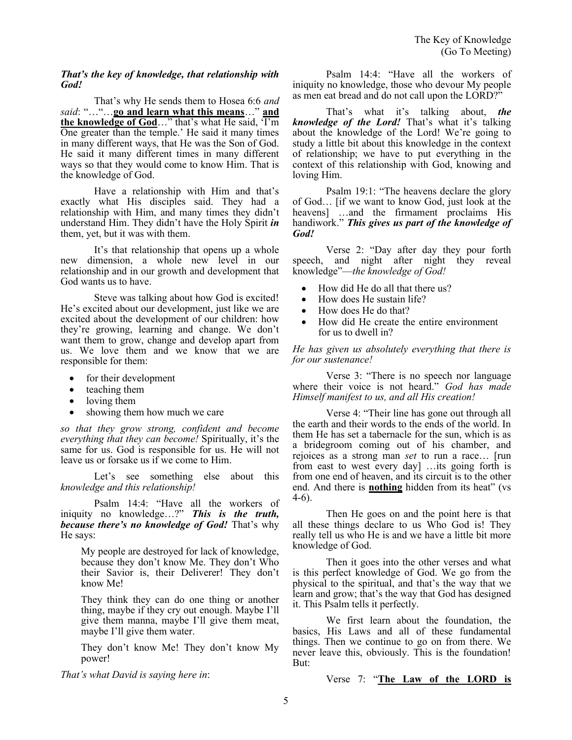***That's the key of knowledge, that relationship with God!***

That's why He sends them to Hosea 6:6 *and said*: "…"…**<u>go and learn what this means</u>**…" **<u>and the knowledge of God</u>**…" that's what He said, 'I'm One greater than the temple.' He said it many times in many different ways, that He was the Son of God. He said it many different times in many different ways so that they would come to know Him. That is the knowledge of God.

Have a relationship with Him and that's exactly what His disciples said. They had a relationship with Him, and many times they didn't understand Him. They didn't have the Holy Spirit ***in*** them, yet, but it was with them.

It's that relationship that opens up a whole new dimension, a whole new level in our relationship and in our growth and development that God wants us to have.

Steve was talking about how God is excited! He's excited about our development, just like we are excited about the development of our children: how they're growing, learning and change. We don't want them to grow, change and develop apart from us. We love them and we know that we are responsible for them:

- for their development
- teaching them
- loving them
- showing them how much we care

*so that they grow strong, confident and become everything that they can become!* Spiritually, it's the same for us. God is responsible for us. He will not leave us or forsake us if we come to Him.

Let's see something else about this *knowledge and this relationship!*

Psalm 14:4: "Have all the workers of iniquity no knowledge…?" ***This is the truth, because there's no knowledge of God!*** That's why He says:

> My people are destroyed for lack of knowledge, because they don't know Me. They don't Who their Savior is, their Deliverer! They don't know Me!
>
> They think they can do one thing or another thing, maybe if they cry out enough. Maybe I'll give them manna, maybe I'll give them meat, maybe I'll give them water.
>
> They don't know Me! They don't know My power!

*That's what David is saying here in*:

Psalm 14:4: "Have all the workers of iniquity no knowledge, those who devour My people as men eat bread and do not call upon the LORD?"

That's what it's talking about, ***the knowledge of the Lord!*** That's what it's talking about the knowledge of the Lord! We're going to study a little bit about this knowledge in the context of relationship; we have to put everything in the context of this relationship with God, knowing and loving Him.

Psalm 19:1: "The heavens declare the glory of God… [if we want to know God, just look at the heavens] …and the firmament proclaims His handiwork." ***This gives us part of the knowledge of God!***

Verse 2: "Day after day they pour forth speech, and night after night they reveal knowledge"—*the knowledge of God!*

- How did He do all that there us?
- How does He sustain life?
- How does He do that?
- How did He create the entire environment for us to dwell in?

*He has given us absolutely everything that there is for our sustenance!*

Verse 3: "There is no speech nor language where their voice is not heard." *God has made Himself manifest to us, and all His creation!*

Verse 4: "Their line has gone out through all the earth and their words to the ends of the world. In them He has set a tabernacle for the sun, which is as a bridegroom coming out of his chamber, and rejoices as a strong man *set* to run a race… [run from east to west every day] …its going forth is from one end of heaven, and its circuit is to the other end. And there is **<u>nothing</u>** hidden from its heat" (vs 4-6).

Then He goes on and the point here is that all these things declare to us Who God is! They really tell us who He is and we have a little bit more knowledge of God.

Then it goes into the other verses and what is this perfect knowledge of God. We go from the physical to the spiritual, and that's the way that we learn and grow; that's the way that God has designed it. This Psalm tells it perfectly.

We first learn about the foundation, the basics, His Laws and all of these fundamental things. Then we continue to go on from there. We never leave this, obviously. This is the foundation! But:

Verse 7: "**<u>The Law of the LORD is</u>**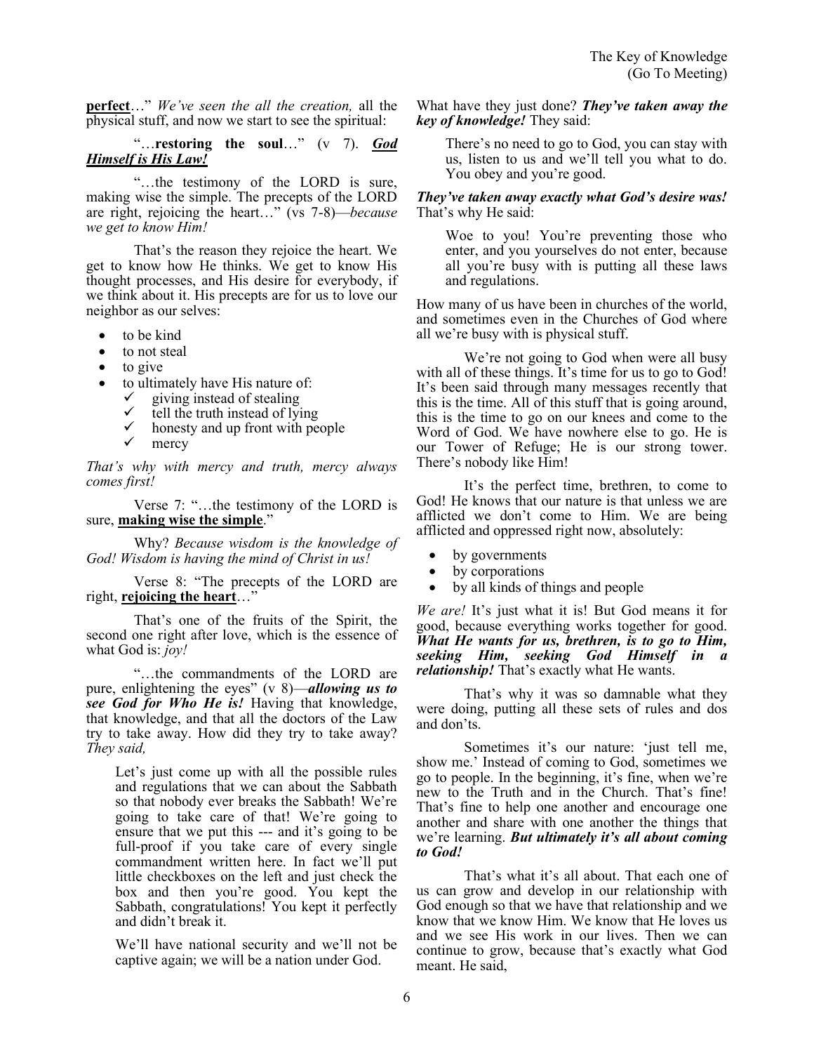**perfect**…" *We've seen the all the creation,* all the physical stuff, and now we start to see the spiritual:

"…**restoring the soul**…" (v 7). ***God Himself is His Law!***

"…the testimony of the LORD is sure, making wise the simple. The precepts of the LORD are right, rejoicing the heart…" (vs 7-8)—*because we get to know Him!*

That's the reason they rejoice the heart. We get to know how He thinks. We get to know His thought processes, and His desire for everybody, if we think about it. His precepts are for us to love our neighbor as our selves:

- to be kind
- to not steal
- to give
- to ultimately have His nature of:
  - ✓ giving instead of stealing
  - ✓ tell the truth instead of lying
  - ✓ honesty and up front with people
  - ✓ mercy

*That's why with mercy and truth, mercy always comes first!*

Verse 7: "…the testimony of the LORD is sure, **making wise the simple**."

Why? *Because wisdom is the knowledge of God! Wisdom is having the mind of Christ in us!*

Verse 8: "The precepts of the LORD are right, **rejoicing the heart**…"

That's one of the fruits of the Spirit, the second one right after love, which is the essence of what God is: *joy!*

"…the commandments of the LORD are pure, enlightening the eyes" (v 8)—***allowing us to see God for Who He is!*** Having that knowledge, that knowledge, and that all the doctors of the Law try to take away. How did they try to take away? *They said,*

> Let's just come up with all the possible rules and regulations that we can about the Sabbath so that nobody ever breaks the Sabbath! We're going to take care of that! We're going to ensure that we put this --- and it's going to be full-proof if you take care of every single commandment written here. In fact we'll put little checkboxes on the left and just check the box and then you're good. You kept the Sabbath, congratulations! You kept it perfectly and didn't break it.
>
> We'll have national security and we'll not be captive again; we will be a nation under God.

What have they just done? ***They've taken away the key of knowledge!*** They said:

> There's no need to go to God, you can stay with us, listen to us and we'll tell you what to do. You obey and you're good.

***They've taken away exactly what God's desire was!*** That's why He said:

> Woe to you! You're preventing those who enter, and you yourselves do not enter, because all you're busy with is putting all these laws and regulations.

How many of us have been in churches of the world, and sometimes even in the Churches of God where all we're busy with is physical stuff.

We're not going to God when were all busy with all of these things. It's time for us to go to God! It's been said through many messages recently that this is the time. All of this stuff that is going around, this is the time to go on our knees and come to the Word of God. We have nowhere else to go. He is our Tower of Refuge; He is our strong tower. There's nobody like Him!

It's the perfect time, brethren, to come to God! He knows that our nature is that unless we are afflicted we don't come to Him. We are being afflicted and oppressed right now, absolutely:

- by governments
- by corporations
- by all kinds of things and people

*We are!* It's just what it is! But God means it for good, because everything works together for good. ***What He wants for us, brethren, is to go to Him, seeking Him, seeking God Himself in a relationship!*** That's exactly what He wants.

That's why it was so damnable what they were doing, putting all these sets of rules and dos and don'ts.

Sometimes it's our nature: 'just tell me, show me.' Instead of coming to God, sometimes we go to people. In the beginning, it's fine, when we're new to the Truth and in the Church. That's fine! That's fine to help one another and encourage one another and share with one another the things that we're learning. ***But ultimately it's all about coming to God!***

That's what it's all about. That each one of us can grow and develop in our relationship with God enough so that we have that relationship and we know that we know Him. We know that He loves us and we see His work in our lives. Then we can continue to grow, because that's exactly what God meant. He said,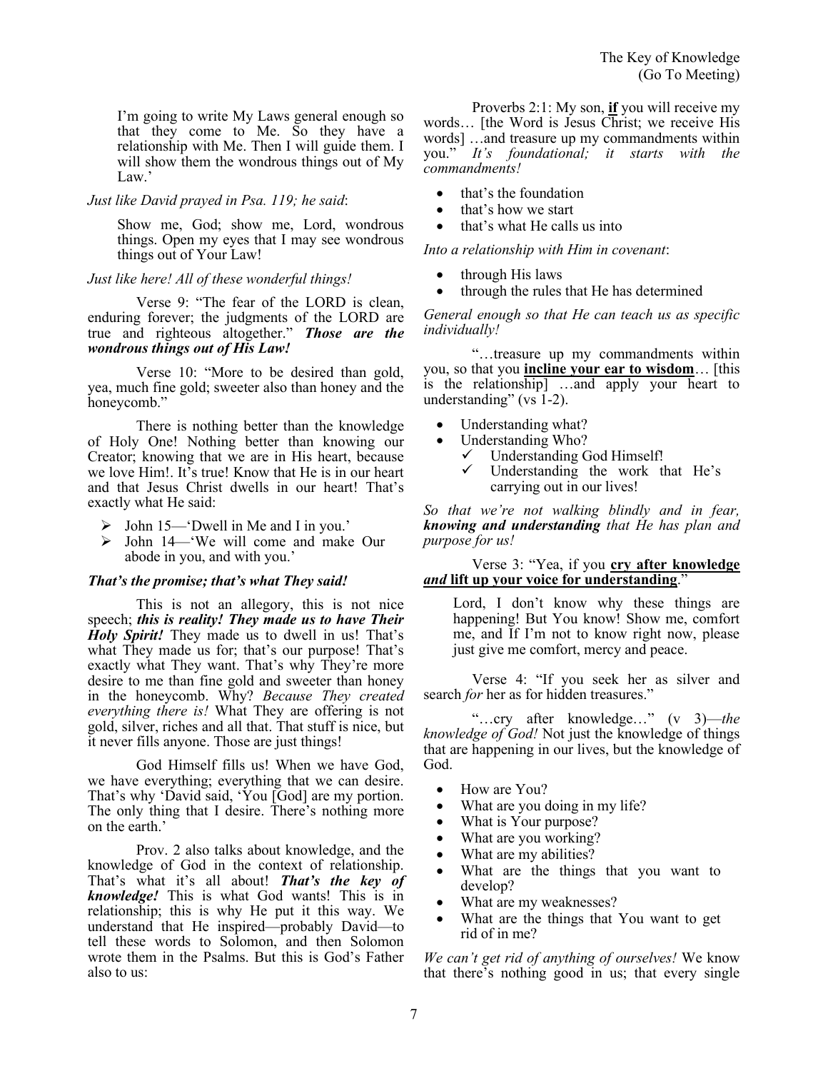I'm going to write My Laws general enough so that they come to Me. So they have a relationship with Me. Then I will guide them. I will show them the wondrous things out of My Law.'

*Just like David prayed in Psa. 119; he said*:

> Show me, God; show me, Lord, wondrous things. Open my eyes that I may see wondrous things out of Your Law!

*Just like here! All of these wonderful things!*

Verse 9: "The fear of the LORD is clean, enduring forever; the judgments of the LORD are true and righteous altogether." ***Those are the wondrous things out of His Law!***

Verse 10: "More to be desired than gold, yea, much fine gold; sweeter also than honey and the honeycomb."

There is nothing better than the knowledge of Holy One! Nothing better than knowing our Creator; knowing that we are in His heart, because we love Him!. It's true! Know that He is in our heart and that Jesus Christ dwells in our heart! That's exactly what He said:

- John 15—'Dwell in Me and I in you.'
- John 14—'We will come and make Our abode in you, and with you.'

***That's the promise; that's what They said!***

This is not an allegory, this is not nice speech; ***this is reality! They made us to have Their Holy Spirit!*** They made us to dwell in us! That's what They made us for; that's our purpose! That's exactly what They want. That's why They're more desire to me than fine gold and sweeter than honey in the honeycomb. Why? *Because They created everything there is!* What They are offering is not gold, silver, riches and all that. That stuff is nice, but it never fills anyone. Those are just things!

God Himself fills us! When we have God, we have everything; everything that we can desire. That's why 'David said, 'You [God] are my portion. The only thing that I desire. There's nothing more on the earth.'

Prov. 2 also talks about knowledge, and the knowledge of God in the context of relationship. That's what it's all about! ***That's the key of knowledge!*** This is what God wants! This is in relationship; this is why He put it this way. We understand that He inspired—probably David—to tell these words to Solomon, and then Solomon wrote them in the Psalms. But this is God's Father also to us:

Proverbs 2:1: My son, **<u>if</u>** you will receive my words… [the Word is Jesus Christ; we receive His words] …and treasure up my commandments within you." *It's foundational; it starts with the commandments!*

- that's the foundation
- that's how we start
- that's what He calls us into

*Into a relationship with Him in covenant*:

- through His laws
- through the rules that He has determined

*General enough so that He can teach us as specific individually!*

"…treasure up my commandments within you, so that you **<u>incline your ear to wisdom</u>**… [this is the relationship] …and apply your heart to understanding" (vs 1-2).

- Understanding what?
- Understanding Who?
  - ✓ Understanding God Himself!
  - ✓ Understanding the work that He's carrying out in our lives!

*So that we're not walking blindly and in fear,* ***knowing and understanding*** *that He has plan and purpose for us!*

Verse 3: "Yea, if you **<u>cry after knowledge</u>** ***<u>and</u>*** **<u>lift up your voice for understanding</u>**."

> Lord, I don't know why these things are happening! But You know! Show me, comfort me, and If I'm not to know right now, please just give me comfort, mercy and peace.

Verse 4: "If you seek her as silver and search *for* her as for hidden treasures."

"…cry after knowledge…" (v 3)—*the knowledge of God!* Not just the knowledge of things that are happening in our lives, but the knowledge of God.

- How are You?
- What are you doing in my life?
- What is Your purpose?
- What are you working?
- What are my abilities?
- What are the things that you want to develop?
- What are my weaknesses?
- What are the things that You want to get rid of in me?

*We can't get rid of anything of ourselves!* We know that there's nothing good in us; that every single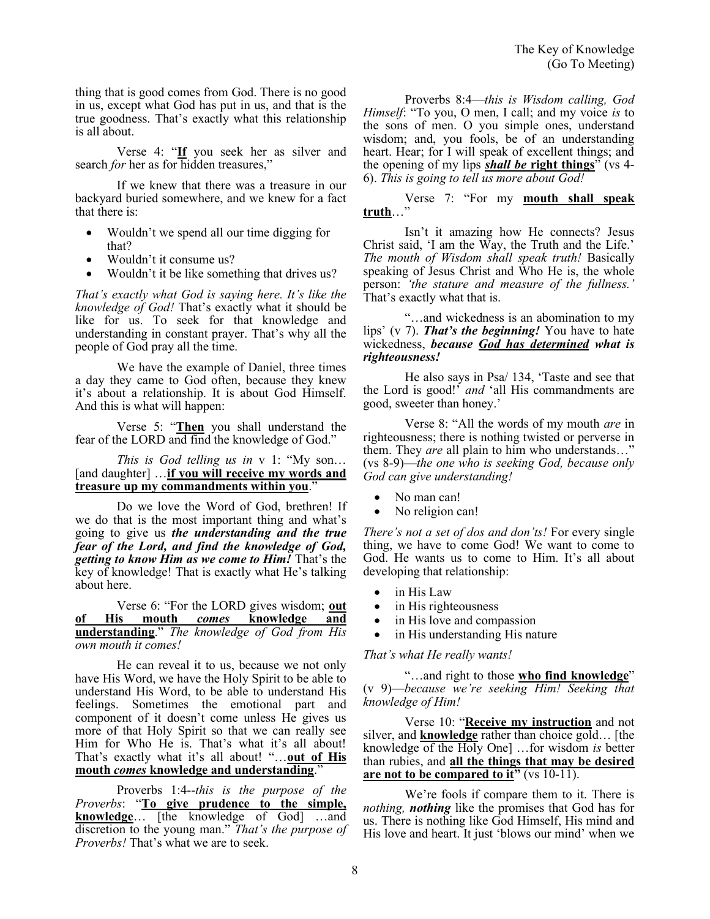thing that is good comes from God. There is no good in us, except what God has put in us, and that is the true goodness. That's exactly what this relationship is all about.

Verse 4: "**If** you seek her as silver and search *for* her as for hidden treasures,"

If we knew that there was a treasure in our backyard buried somewhere, and we knew for a fact that there is:

- Wouldn't we spend all our time digging for that?
- Wouldn't it consume us?
- Wouldn't it be like something that drives us?

*That's exactly what God is saying here. It's like the knowledge of God!* That's exactly what it should be like for us. To seek for that knowledge and understanding in constant prayer. That's why all the people of God pray all the time.

We have the example of Daniel, three times a day they came to God often, because they knew it's about a relationship. It is about God Himself. And this is what will happen:

Verse 5: "**Then** you shall understand the fear of the LORD and find the knowledge of God."

*This is God telling us in* v 1: "My son… [and daughter] …**if you will receive my words and treasure up my commandments within you**."

Do we love the Word of God, brethren! If we do that is the most important thing and what's going to give us ***the understanding and the true fear of the Lord, and find the knowledge of God, getting to know Him as we come to Him!*** That's the key of knowledge! That is exactly what He's talking about here.

Verse 6: "For the LORD gives wisdom; **out of His mouth *comes* knowledge and understanding**." *The knowledge of God from His own mouth it comes!*

He can reveal it to us, because we not only have His Word, we have the Holy Spirit to be able to understand His Word, to be able to understand His feelings. Sometimes the emotional part and component of it doesn't come unless He gives us more of that Holy Spirit so that we can really see Him for Who He is. That's what it's all about! That's exactly what it's all about! "…**out of His mouth *comes* knowledge and understanding**."

Proverbs 1:4--*this is the purpose of the Proverbs*: "**To give prudence to the simple, knowledge**… [the knowledge of God] …and discretion to the young man." *That's the purpose of Proverbs!* That's what we are to seek.

Proverbs 8:4—*this is Wisdom calling, God Himself*: "To you, O men, I call; and my voice *is* to the sons of men. O you simple ones, understand wisdom; and, you fools, be of an understanding heart. Hear; for I will speak of excellent things; and the opening of my lips ***shall be* right things**" (vs 4-6). *This is going to tell us more about God!*

Verse 7: "For my **mouth shall speak truth**…"

Isn't it amazing how He connects? Jesus Christ said, 'I am the Way, the Truth and the Life.' *The mouth of Wisdom shall speak truth!* Basically speaking of Jesus Christ and Who He is, the whole person: *'the stature and measure of the fullness.'* That's exactly what that is.

"…and wickedness is an abomination to my lips' (v 7). ***That's the beginning!*** You have to hate wickedness, ***because God has determined what is righteousness!***

He also says in Psa/ 134, 'Taste and see that the Lord is good!' *and* 'all His commandments are good, sweeter than honey.'

Verse 8: "All the words of my mouth *are* in righteousness; there is nothing twisted or perverse in them. They *are* all plain to him who understands…" (vs 8-9)—*the one who is seeking God, because only God can give understanding!*

- No man can!
- No religion can!

*There's not a set of dos and don'ts!* For every single thing, we have to come God! We want to come to God. He wants us to come to Him. It's all about developing that relationship:

- in His Law
- in His righteousness
- in His love and compassion
- in His understanding His nature

*That's what He really wants!*

"…and right to those **who find knowledge**" (v 9)—*because we're seeking Him! Seeking that knowledge of Him!*

Verse 10: "**Receive my instruction** and not silver, and **knowledge** rather than choice gold… [the knowledge of the Holy One] …for wisdom *is* better than rubies, and **all the things that may be desired are not to be compared to it"** (vs 10-11).

We're fools if compare them to it. There is *nothing, **nothing*** like the promises that God has for us. There is nothing like God Himself, His mind and His love and heart. It just 'blows our mind' when we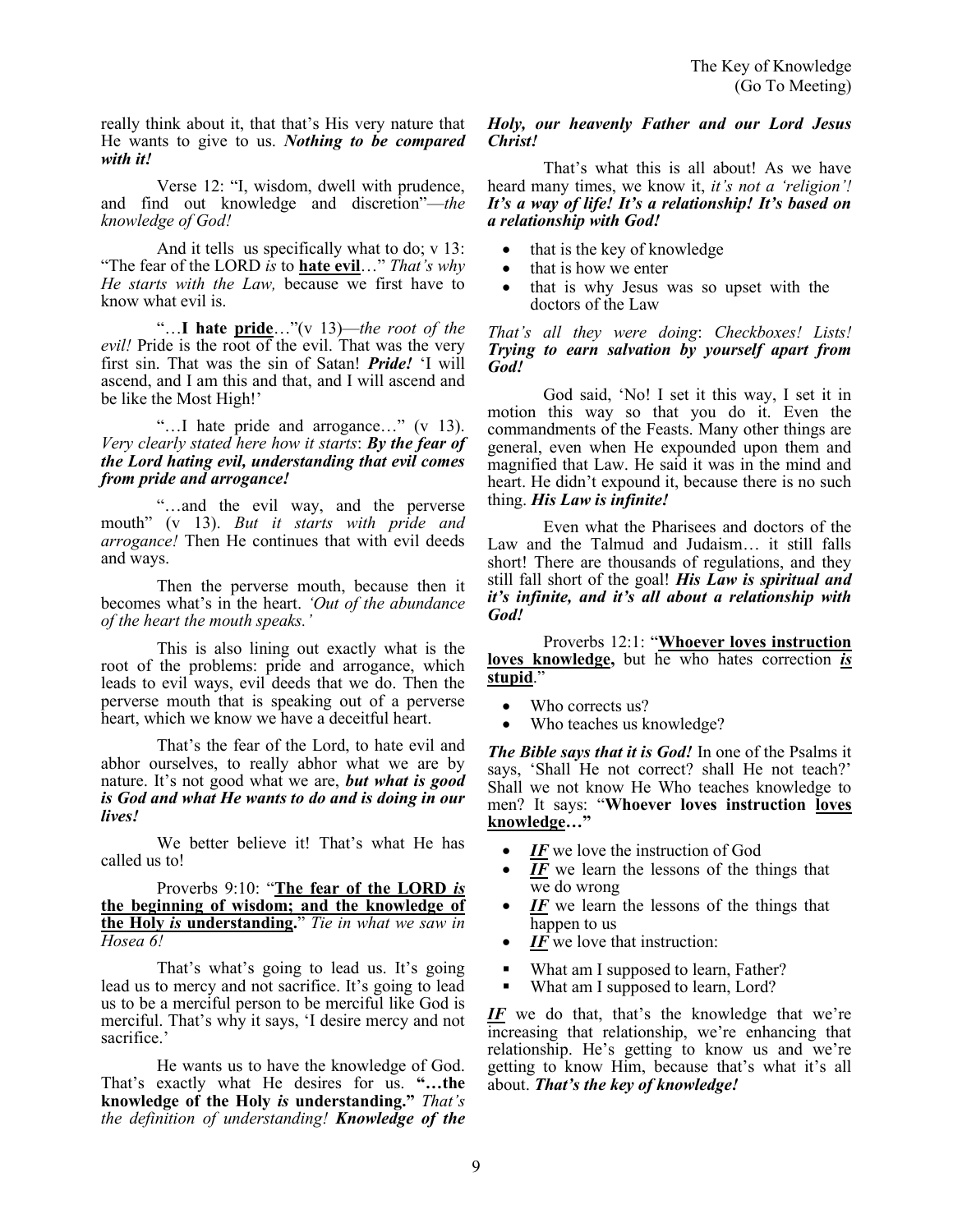really think about it, that that's His very nature that He wants to give to us. ***Nothing to be compared with it!***

Verse 12: "I, wisdom, dwell with prudence, and find out knowledge and discretion"—*the knowledge of God!*

And it tells us specifically what to do; v 13: "The fear of the LORD *is* to **hate evil**…" *That's why He starts with the Law,* because we first have to know what evil is.

"…**I hate pride**…"(v 13)—*the root of the evil!* Pride is the root of the evil. That was the very first sin. That was the sin of Satan! ***Pride!*** 'I will ascend, and I am this and that, and I will ascend and be like the Most High!'

"…I hate pride and arrogance…" (v 13). *Very clearly stated here how it starts*: ***By the fear of the Lord hating evil, understanding that evil comes from pride and arrogance!***

"…and the evil way, and the perverse mouth" (v 13). *But it starts with pride and arrogance!* Then He continues that with evil deeds and ways.

Then the perverse mouth, because then it becomes what's in the heart. *'Out of the abundance of the heart the mouth speaks.'*

This is also lining out exactly what is the root of the problems: pride and arrogance, which leads to evil ways, evil deeds that we do. Then the perverse mouth that is speaking out of a perverse heart, which we know we have a deceitful heart.

That's the fear of the Lord, to hate evil and abhor ourselves, to really abhor what we are by nature. It's not good what we are, ***but what is good is God and what He wants to do and is doing in our lives!***

We better believe it! That's what He has called us to!

Proverbs 9:10: "**The fear of the LORD *is* the beginning of wisdom; and the knowledge of the Holy *is* understanding.**" *Tie in what we saw in Hosea 6!*

That's what's going to lead us. It's going lead us to mercy and not sacrifice. It's going to lead us to be a merciful person to be merciful like God is merciful. That's why it says, 'I desire mercy and not sacrifice.'

He wants us to have the knowledge of God. That's exactly what He desires for us. **"…the knowledge of the Holy *is* understanding."** *That's the definition of understanding!* ***Knowledge of the Holy, our heavenly Father and our Lord Jesus Christ!***

That's what this is all about! As we have heard many times, we know it, *it's not a 'religion'!* ***It's a way of life! It's a relationship! It's based on a relationship with God!***

- that is the key of knowledge
- that is how we enter
- that is why Jesus was so upset with the doctors of the Law

*That's all they were doing*: *Checkboxes! Lists!* ***Trying to earn salvation by yourself apart from God!***

God said, 'No! I set it this way, I set it in motion this way so that you do it. Even the commandments of the Feasts. Many other things are general, even when He expounded upon them and magnified that Law. He said it was in the mind and heart. He didn't expound it, because there is no such thing. ***His Law is infinite!***

Even what the Pharisees and doctors of the Law and the Talmud and Judaism… it still falls short! There are thousands of regulations, and they still fall short of the goal! ***His Law is spiritual and it's infinite, and it's all about a relationship with God!***

Proverbs 12:1: "**Whoever loves instruction loves knowledge,** but he who hates correction ***is*** **stupid**."

- Who corrects us?
- Who teaches us knowledge?

***The Bible says that it is God!*** In one of the Psalms it says, 'Shall He not correct? shall He not teach?' Shall we not know He Who teaches knowledge to men? It says: "**Whoever loves instruction loves knowledge…"**

- ***IF*** we love the instruction of God
- ***IF*** we learn the lessons of the things that we do wrong
- ***IF*** we learn the lessons of the things that happen to us
- ***IF*** we love that instruction:
  - What am I supposed to learn, Father?
  - What am I supposed to learn, Lord?

***IF*** we do that, that's the knowledge that we're increasing that relationship, we're enhancing that relationship. He's getting to know us and we're getting to know Him, because that's what it's all about. ***That's the key of knowledge!***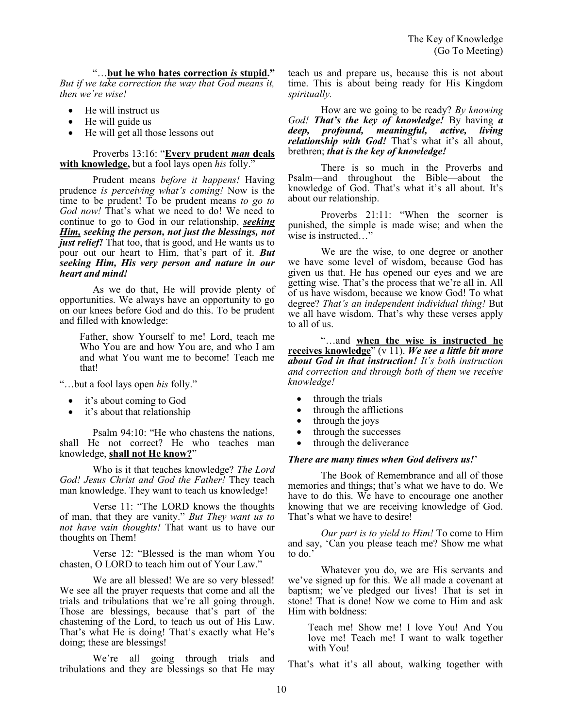"…**<u>but he who hates correction *is* stupid</u>.**" *But if we take correction the way that God means it, then we're wise!*

- He will instruct us
- He will guide us
- He will get all those lessons out

Proverbs 13:16: "**<u>Every prudent *man* deals with knowledge</u>,** but a fool lays open *his* folly."

Prudent means *before it happens!* Having prudence *is perceiving what's coming!* Now is the time to be prudent! To be prudent means *to go to God now!* That's what we need to do! We need to continue to go to God in our relationship, ***<u>seeking Him,</u> seeking the person, not just the blessings, not just relief!*** That too, that is good, and He wants us to pour out our heart to Him, that's part of it. ***But seeking Him, His very person and nature in our heart and mind!***

As we do that, He will provide plenty of opportunities. We always have an opportunity to go on our knees before God and do this. To be prudent and filled with knowledge:

> Father, show Yourself to me! Lord, teach me Who You are and how You are, and who I am and what You want me to become! Teach me that!

"…but a fool lays open *his* folly."

- it's about coming to God
- it's about that relationship

Psalm 94:10: "He who chastens the nations, shall He not correct? He who teaches man knowledge, **<u>shall not He know?</u>**"

Who is it that teaches knowledge? *The Lord God! Jesus Christ and God the Father!* They teach man knowledge. They want to teach us knowledge!

Verse 11: "The LORD knows the thoughts of man, that they are vanity." *But They want us to not have vain thoughts!* That want us to have our thoughts on Them!

Verse 12: "Blessed is the man whom You chasten, O LORD to teach him out of Your Law."

We are all blessed! We are so very blessed! We see all the prayer requests that come and all the trials and tribulations that we're all going through. Those are blessings, because that's part of the chastening of the Lord, to teach us out of His Law. That's what He is doing! That's exactly what He's doing; these are blessings!

We're all going through trials and tribulations and they are blessings so that He may teach us and prepare us, because this is not about time. This is about being ready for His Kingdom *spiritually.*

How are we going to be ready? *By knowing God!* ***That's the key of knowledge!*** By having ***a deep, profound, meaningful, active, living relationship with God!*** That's what it's all about, brethren; ***that is the key of knowledge!***

There is so much in the Proverbs and Psalm—and throughout the Bible—about the knowledge of God. That's what it's all about. It's about our relationship.

Proverbs 21:11: "When the scorner is punished, the simple is made wise; and when the wise is instructed…"

We are the wise, to one degree or another we have some level of wisdom, because God has given us that. He has opened our eyes and we are getting wise. That's the process that we're all in. All of us have wisdom, because we know God! To what degree? *That's an independent individual thing!* But we all have wisdom. That's why these verses apply to all of us.

"…and **<u>when the wise is instructed he receives knowledge</u>**" (v 11). ***We see a little bit more about God in that instruction!*** *It's both instruction and correction and through both of them we receive knowledge!*

- through the trials
- through the afflictions
- through the joys
- through the successes
- through the deliverance

***There are many times when God delivers us!***'

The Book of Remembrance and all of those memories and things; that's what we have to do. We have to do this. We have to encourage one another knowing that we are receiving knowledge of God. That's what we have to desire!

*Our part is to yield to Him!* To come to Him and say, 'Can you please teach me? Show me what to do.'

Whatever you do, we are His servants and we've signed up for this. We all made a covenant at baptism; we've pledged our lives! That is set in stone! That is done! Now we come to Him and ask Him with boldness:

> Teach me! Show me! I love You! And You love me! Teach me! I want to walk together with You!

That's what it's all about, walking together with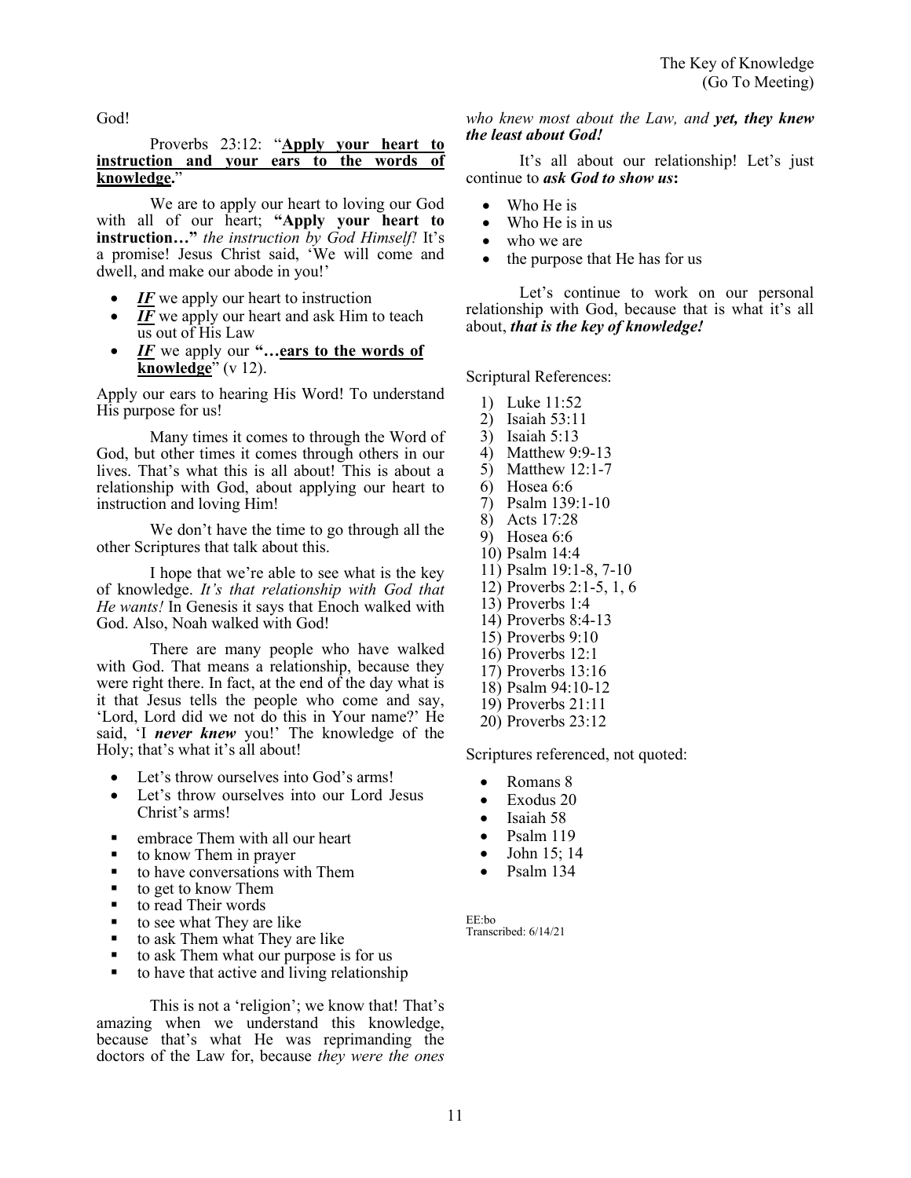God!

Proverbs 23:12: "**Apply your heart to instruction and your ears to the words of knowledge.**"

We are to apply our heart to loving our God with all of our heart; **"Apply your heart to instruction…"** *the instruction by God Himself!* It's a promise! Jesus Christ said, 'We will come and dwell, and make our abode in you!'

- ***IF*** we apply our heart to instruction
- ***IF*** we apply our heart and ask Him to teach us out of His Law
- ***IF*** we apply our **"…ears to the words of knowledge"** (v 12).

Apply our ears to hearing His Word! To understand His purpose for us!

Many times it comes to through the Word of God, but other times it comes through others in our lives. That's what this is all about! This is about a relationship with God, about applying our heart to instruction and loving Him!

We don't have the time to go through all the other Scriptures that talk about this.

I hope that we're able to see what is the key of knowledge. *It's that relationship with God that He wants!* In Genesis it says that Enoch walked with God. Also, Noah walked with God!

There are many people who have walked with God. That means a relationship, because they were right there. In fact, at the end of the day what is it that Jesus tells the people who come and say, 'Lord, Lord did we not do this in Your name?' He said, 'I ***never knew*** you!' The knowledge of the Holy; that's what it's all about!

- Let's throw ourselves into God's arms!
- Let's throw ourselves into our Lord Jesus Christ's arms!

- embrace Them with all our heart
- to know Them in prayer
- to have conversations with Them
- to get to know Them
- to read Their words
- to see what They are like
- to ask Them what They are like
- to ask Them what our purpose is for us
- to have that active and living relationship

This is not a 'religion'; we know that! That's amazing when we understand this knowledge, because that's what He was reprimanding the doctors of the Law for, because *they were the ones who knew most about the Law, and **yet, they knew the least about God!***

It's all about our relationship! Let's just continue to ***ask God to show us*:**

- Who He is
- Who He is in us
- who we are
- the purpose that He has for us

Let's continue to work on our personal relationship with God, because that is what it's all about, ***that is the key of knowledge!***

Scriptural References:

1) Luke 11:52
2) Isaiah 53:11
3) Isaiah 5:13
4) Matthew 9:9-13
5) Matthew 12:1-7
6) Hosea 6:6
7) Psalm 139:1-10
8) Acts 17:28
9) Hosea 6:6
10) Psalm 14:4
11) Psalm 19:1-8, 7-10
12) Proverbs 2:1-5, 1, 6
13) Proverbs 1:4
14) Proverbs 8:4-13
15) Proverbs 9:10
16) Proverbs 12:1
17) Proverbs 13:16
18) Psalm 94:10-12
19) Proverbs 21:11
20) Proverbs 23:12

Scriptures referenced, not quoted:

- Romans 8
- Exodus 20
- Isaiah 58
- Psalm 119
- John 15; 14
- Psalm 134

EE:bo
Transcribed: 6/14/21